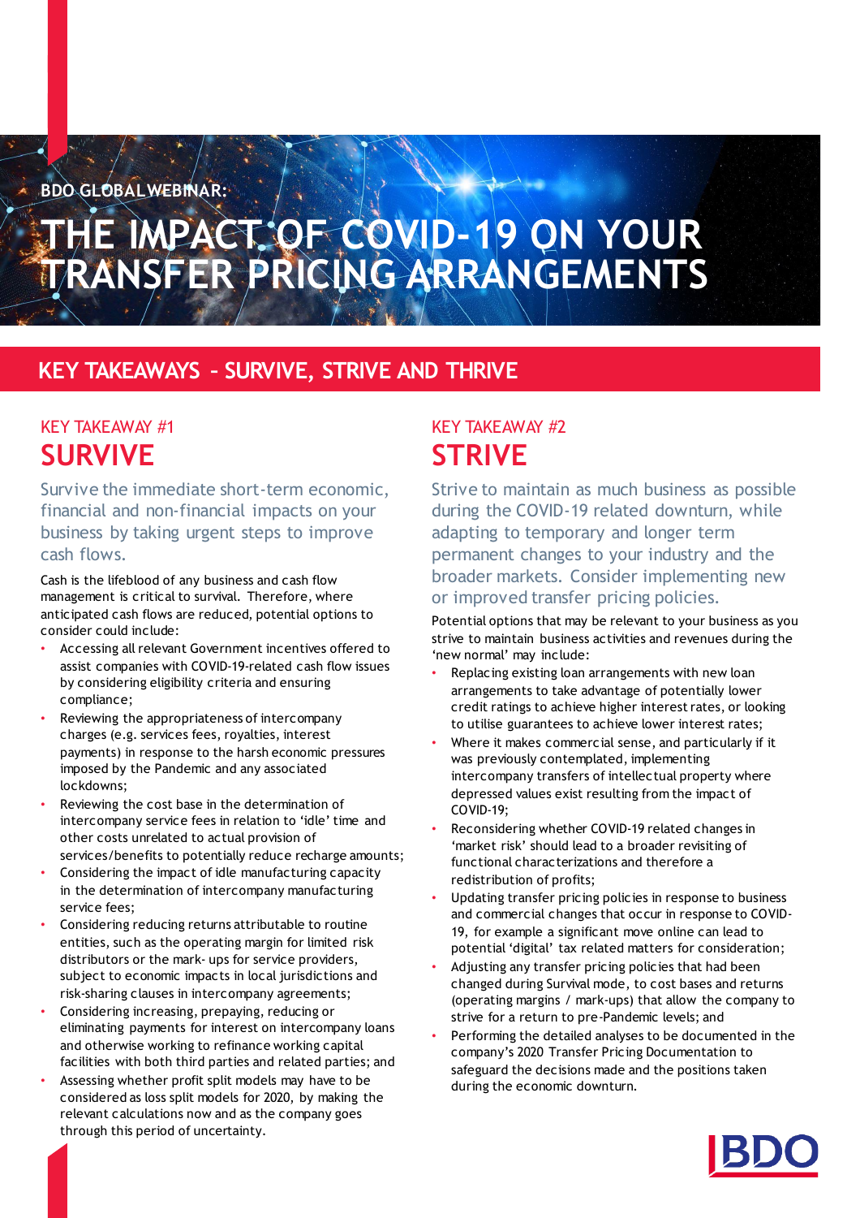BDO GLOBAL WEBINAR:

# THE IMPACT OF COVID-19 ON YOUR TRANSFER PRICING ARRANGEMENTS

## KEY TAKEAWAYS - SURVIVE, STRIVE AND THRIVE

### KEY TAKEAWAY #1

## SURVIVE

Survive the immediate short-term economic, financial and non-financial impacts on your business by taking urgent steps to improve cash flows.

Cash is the lifeblood of any business and cash flow management is critical to survival. Therefore, where anticipated cash flows are reduced, potential options to consider could include:

- Accessing all relevant Government incentives offered to assist companies with COVID-19-related cash flow issues by considering eligibility criteria and ensuring compliance;
- Reviewing the appropriateness of intercompany charges (e.g. services fees, royalties, interest payments) in response to the harsh economic pressures imposed by the Pandemic and any associated lockdowns;
- Reviewing the cost base in the determination of intercompany service fees in relation to 'idle' time and other costs unrelated to actual provision of services/benefits to potentially reduce recharge amounts;
- Considering the impact of idle manufacturing capacity in the determination of intercompany manufacturing service fees;
- Considering reducing returns attributable to routine entities, such as the operating margin for limited risk distributors or the mark- ups for service providers, subject to economic impacts in local jurisdictions and risk-sharing clauses in intercompany agreements;
- Considering increasing, prepaying, reducing or eliminating payments for interest on intercompany loans and otherwise working to refinance working capital facilities with both third parties and related parties; and
- Assessing whether profit split models may have to be considered as loss split models for 2020, by making the relevant calculations now and as the company goes through this period of uncertainty.

### KEY TAKEAWAY #2

## STRIVE

Strive to maintain as much business as possible during the COVID-19 related downturn, while adapting to temporary and longer term permanent changes to your industry and the broader markets. Consider implementing new or improved transfer pricing policies.

Potential options that may be relevant to your business as you strive to maintain business activities and revenues during the 'new normal' may include:

- Replacing existing loan arrangements with new loan arrangements to take advantage of potentially lower credit ratings to achieve higher interest rates, or looking to utilise guarantees to achieve lower interest rates;
- Where it makes commercial sense, and particularly if it was previously contemplated, implementing intercompany transfers of intellectual property where depressed values exist resulting from the impact of COVID-19;
- Reconsidering whether COVID-19 related changes in 'market risk' should lead to a broader revisiting of functional characterizations and therefore a redistribution of profits;
- Updating transfer pricing policies in response to business and commercial changes that occur in response to COVID-19, for example a significant move online can lead to potential 'digital' tax related matters for consideration;
- Adjusting any transfer pricing policies that had been changed during Survival mode, to cost bases and returns (operating margins / mark-ups) that allow the company to strive for a return to pre-Pandemic levels; and
- Performing the detailed analyses to be documented in the company's 2020 Transfer Pricing Documentation to safeguard the decisions made and the positions taken during the economic downturn.

BDO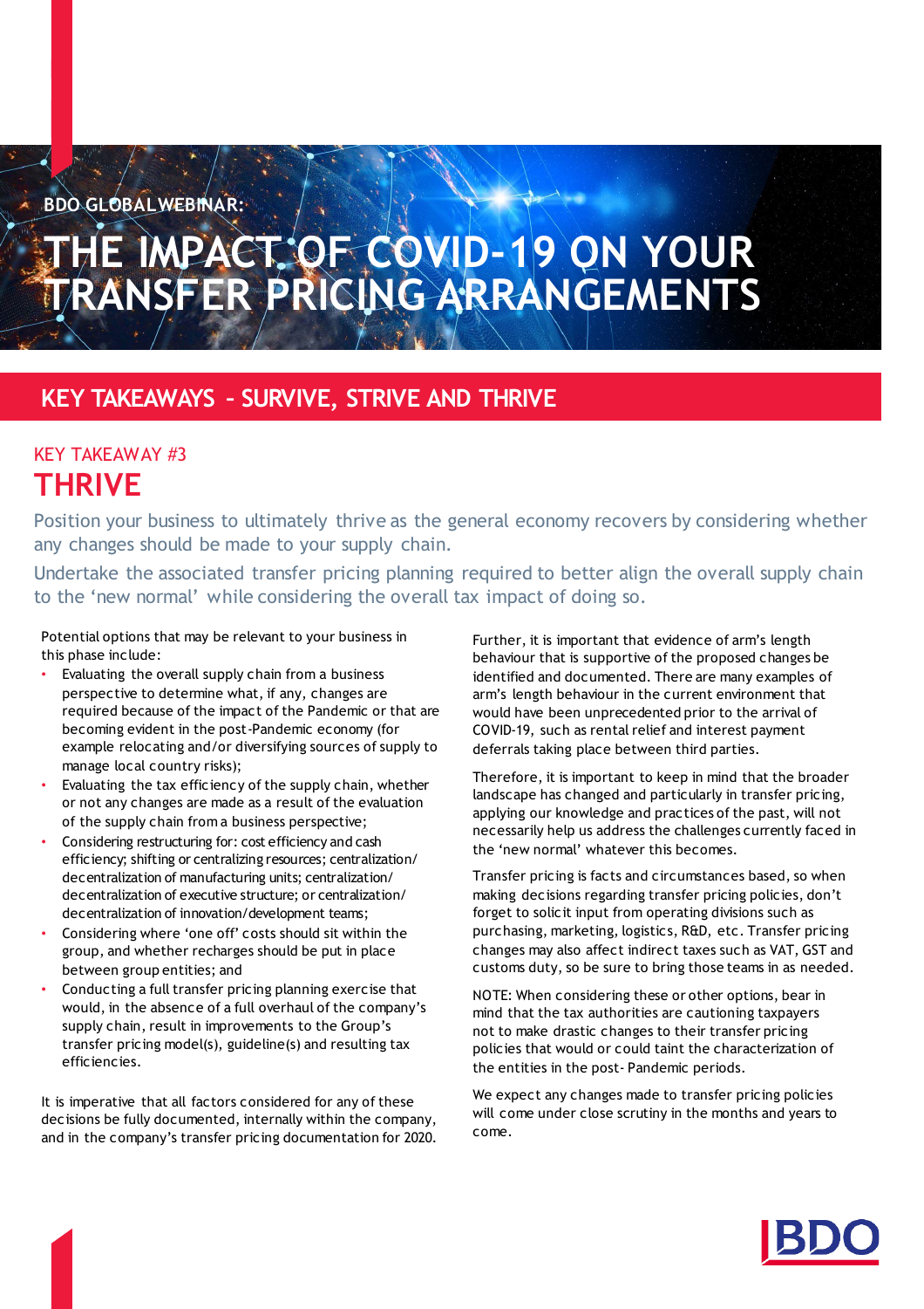BDO GLOBAL WEBINAR:

# THE IMPACT OF COVID-19 ON YOUR TRANSFER PRICING ARRANGEMENTS

## KEY TAKEAWAYS - SURVIVE, STRIVE AND THRIVE

KEY TAKEAWAY #3

## THRIVE

Position your business to ultimately thrive as the general economy recovers by considering whether any changes should be made to your supply chain.

Undertake the associated transfer pricing planning required to better align the overall supply chain to the 'new normal' while considering the overall tax impact of doing so.

Potential options that may be relevant to your business in this phase include:

- Evaluating the overall supply chain from a business perspective to determine what, if any, changes are required because of the impact of the Pandemic or that are becoming evident in the post-Pandemic economy (for example relocating and/or diversifying sources of supply to manage local country risks);
- Evaluating the tax efficiency of the supply chain, whether or not any changes are made as a result of the evaluation of the supply chain from a business perspective;
- Considering restructuring for: cost efficiency and cash efficiency; shifting or centralizing resources; centralization/decentralization of manufacturing units; centralization/decentralization of executive structure; or centralization/decentralization of innovation/development teams;
- Considering where 'one off' costs should sit within the group, and whether recharges should be put in place between group entities; and
- Conducting a full transfer pricing planning exercise that would, in the absence of a full overhaul of the company's supply chain, result in improvements to the Group's transfer pricing model(s), guideline(s) and resulting tax efficiencies.

It is imperative that all factors considered for any of these decisions be fully documented, internally within the company, and in the company's transfer pricing documentation for 2020.

Further, it is important that evidence of arm's length behaviour that is supportive of the proposed changes be identified and documented. There are many examples of arm's length behaviour in the current environment that would have been unprecedented prior to the arrival of COVID-19, such as rental relief and interest payment deferrals taking place between third parties.

Therefore, it is important to keep in mind that the broader landscape has changed and particularly in transfer pricing, applying our knowledge and practices of the past, will not necessarily help us address the challenges currently faced in the 'new normal' whatever this becomes.

Transfer pricing is facts and circumstances based, so when making decisions regarding transfer pricing policies, don't forget to solicit input from operating divisions such as purchasing, marketing, logistics, R&D, etc. Transfer pricing changes may also affect indirect taxes such as VAT, GST and customs duty, so be sure to bring those teams in as needed.

NOTE: When considering these or other options, bear in mind that the tax authorities are cautioning taxpayers not to make drastic changes to their transfer pricing policies that would or could taint the characterization of the entities in the post- Pandemic periods.

We expect any changes made to transfer pricing policies will come under close scrutiny in the months and years to come.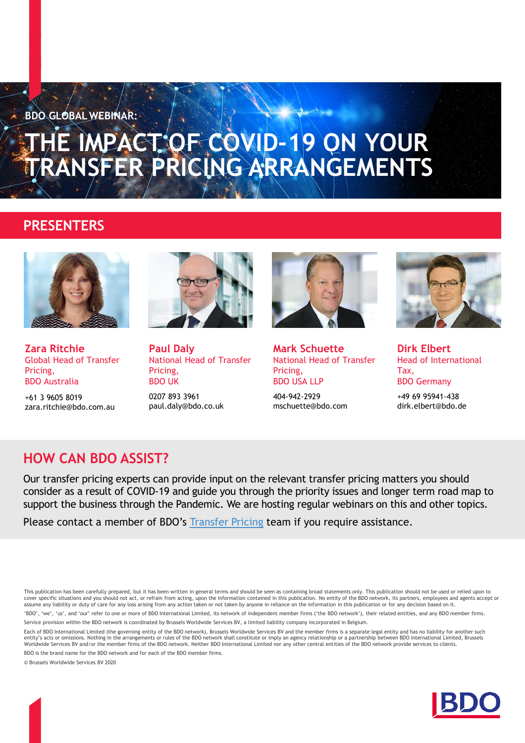BDO GLOBAL WEBINAR:

# THE IMPACT OF COVID-19 ON YOUR TRANSFER PRICING ARRANGEMENTS

## PRESENTERS

**Zara Ritchie**
Global Head of Transfer Pricing,
BDO Australia

+61 3 9605 8019
zara.ritchie@bdo.com.au

**Paul Daly**
National Head of Transfer Pricing,
BDO UK

0207 893 3961
paul.daly@bdo.co.uk

**Mark Schuette**
National Head of Transfer Pricing,
BDO USA LLP

404-942-2929
mschuette@bdo.com

**Dirk Elbert**
Head of International Tax,
BDO Germany

+49 69 95941-438
dirk.elbert@bdo.de

## HOW CAN BDO ASSIST?

Our transfer pricing experts can provide input on the relevant transfer pricing matters you should consider as a result of COVID-19 and guide you through the priority issues and longer term road map to support the business through the Pandemic. We are hosting regular webinars on this and other topics.

Please contact a member of BDO's Transfer Pricing team if you require assistance.

This publication has been carefully prepared, but it has been written in general terms and should be seen as containing broad statements only. This publication should not be used or relied upon to cover specific situations and you should not act, or refrain from acting, upon the information contained in this publication. No entity of the BDO network, its partners, employees and agents accept or assume any liability or duty of care for any loss arising from any action taken or not taken by anyone in reliance on the information in this publication or for any decision based on it.

'BDO', 'we', 'us', and 'our' refer to one or more of BDO International Limited, its network of independent member firms ('the BDO network'), their related entities, and any BDO member firms.

Service provision within the BDO network is coordinated by Brussels Worldwide Services BV, a limited liability company incorporated in Belgium.

Each of BDO International Limited (the governing entity of the BDO network), Brussels Worldwide Services BV and the member firms is a separate legal entity and has no liability for another such entity's acts or omissions. Nothing in the arrangements or rules of the BDO network shall constitute or imply an agency relationship or a partnership between BDO International Limited, Brussels Worldwide Services BV and/or the member firms of the BDO network. Neither BDO International Limited nor any other central entities of the BDO network provide services to clients.

BDO is the brand name for the BDO network and for each of the BDO member firms.

© Brussels Worldwide Services BV 2020

BDO